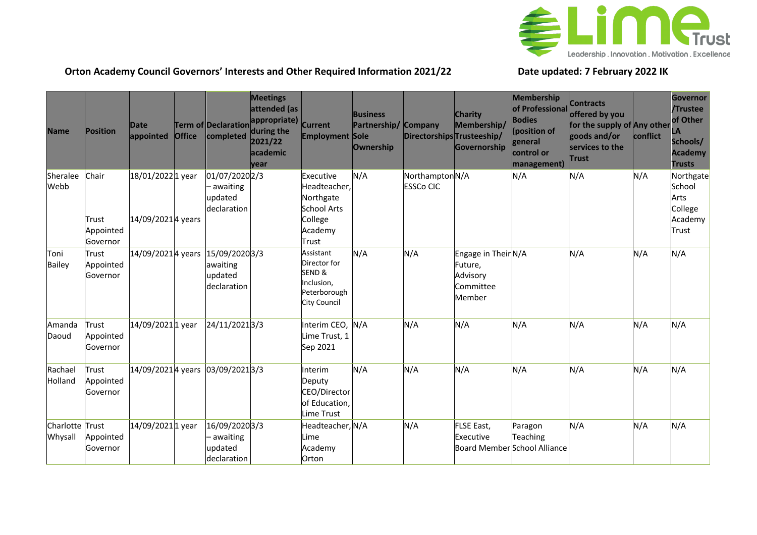**Orton Academy Council Governors' Interests and Other Required Information 2021/22** **Date updated: 7 February 2022 IK**

| Name | Position | Date appointed | Term of Office | Declaration completed | Meetings attended (as appropriate) during the 2021/22 academic year | Current Employment | Business Partnership/ Sole Ownership | Company Directorships | Charity Membership/ Trusteeship/ Governorship | Membership of Professional Bodies (position of general control or management) | Contracts offered by you for the supply of goods and/or services to the Trust | Any other conflict | Governor /Trustee of Other LA Schools/ Academy Trusts |
|---|---|---|---|---|---|---|---|---|---|---|---|---|---|
| Sheralee Webb | Chair<br><br>Trust Appointed Governor | 18/01/2022<br><br>14/09/2021 | 1 year<br><br>4 years | 01/07/2020 – awaiting updated declaration | 2/3 | Executive Headteacher, Northgate School Arts College Academy Trust | N/A | Northampton ESSCo CIC | N/A | N/A | N/A | N/A | Northgate School Arts College Academy Trust |
| Toni Bailey | Trust Appointed Governor | 14/09/2021 | 4 years | 15/09/2020 awaiting updated declaration | 3/3 | Assistant Director for SEND & Inclusion, Peterborough City Council | N/A | N/A | Engage in Their Future, Advisory Committee Member | N/A | N/A | N/A | N/A |
| Amanda Daoud | Trust Appointed Governor | 14/09/2021 | 1 year | 24/11/2021 | 3/3 | Interim CEO, Lime Trust, 1 Sep 2021 | N/A | N/A | N/A | N/A | N/A | N/A | N/A |
| Rachael Holland | Trust Appointed Governor | 14/09/2021 | 4 years | 03/09/2021 | 3/3 | Interim Deputy CEO/Director of Education, Lime Trust | N/A | N/A | N/A | N/A | N/A | N/A | N/A |
| Charlotte Whysall | Trust Appointed Governor | 14/09/2021 | 1 year | 16/09/2020 – awaiting updated declaration | 3/3 | Headteacher, Lime Academy Orton | N/A | N/A | FLSE East, Executive Board Member | Paragon Teaching School Alliance | N/A | N/A | N/A |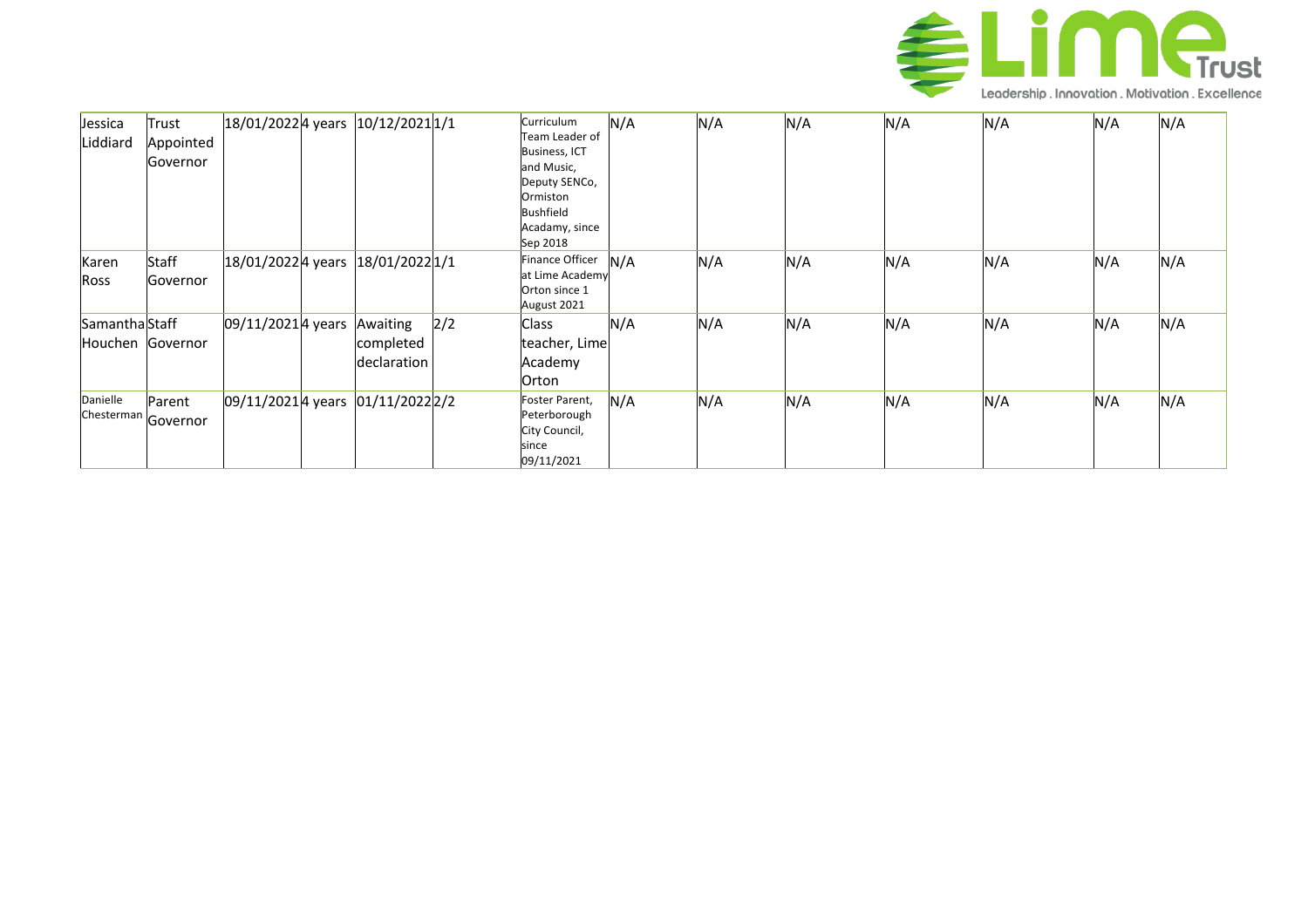| | | | | | | | | | | | | | | |
|---|---|---|---|---|---|---|---|---|---|---|---|---|---|---|
| Jessica Liddiard | Trust Appointed Governor | 18/01/2022 | 4 years | 10/12/2021 | 1/1 | Curriculum Team Leader of Business, ICT and Music, Deputy SENCo, Ormiston Bushfield Acadamy, since Sep 2018 | N/A | N/A | N/A | N/A | N/A | N/A | N/A |
| Karen Ross | Staff Governor | 18/01/2022 | 4 years | 18/01/2022 | 1/1 | Finance Officer at Lime Academy Orton since 1 August 2021 | N/A | N/A | N/A | N/A | N/A | N/A | N/A |
| Samantha Houchen | Staff Governor | 09/11/2021 | 4 years | Awaiting completed declaration | 2/2 | Class teacher, Lime Academy Orton | N/A | N/A | N/A | N/A | N/A | N/A | N/A |
| Danielle Chesterman | Parent Governor | 09/11/2021 | 4 years | 01/11/2022 | 2/2 | Foster Parent, Peterborough City Council, since 09/11/2021 | N/A | N/A | N/A | N/A | N/A | N/A | N/A |